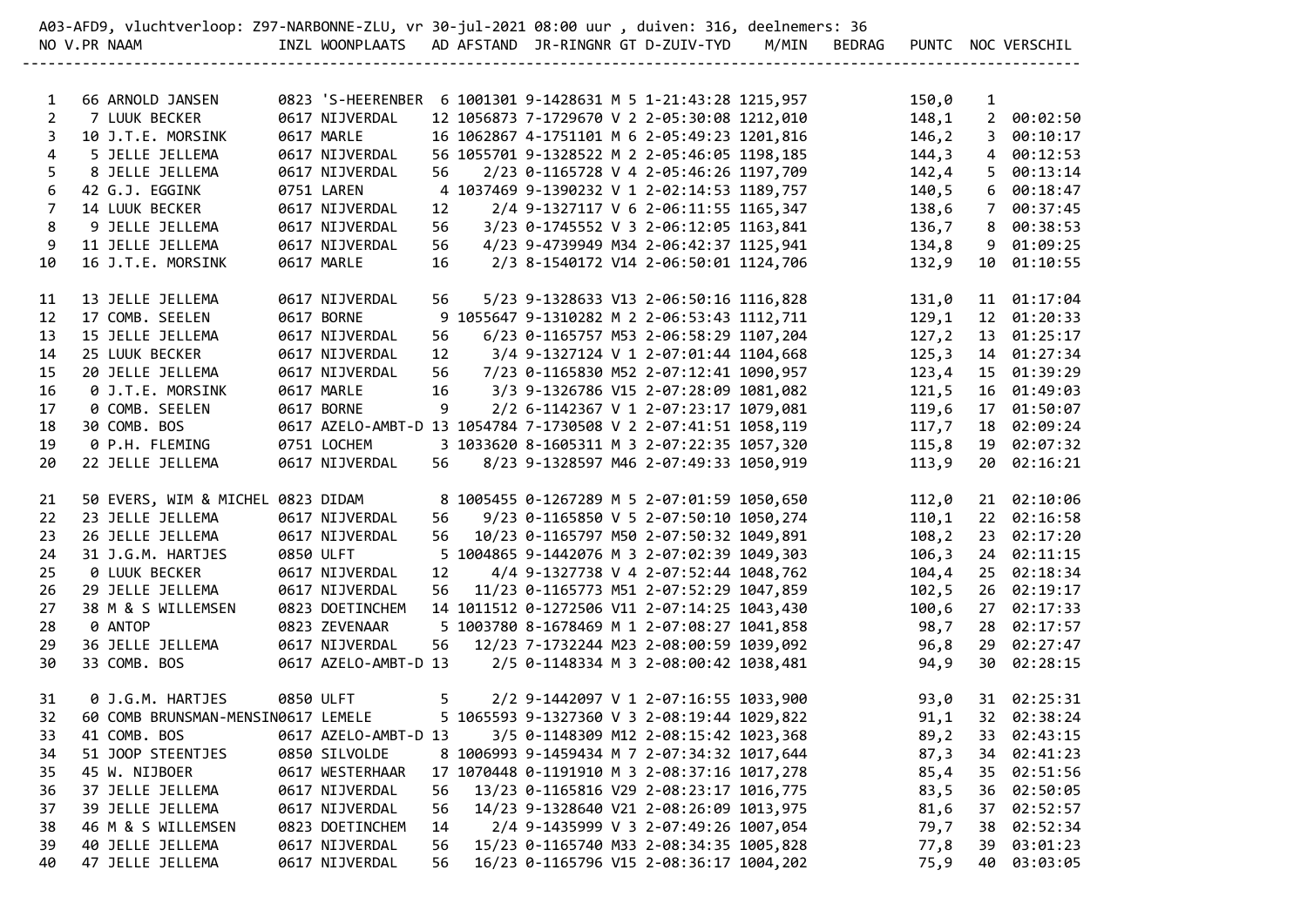A03-AFD9, vluchtverloop: Z97-NARBONNE-ZLU, vr 30-jul-2021 08:00 uur , duiven: 316, deelnemers: 36

| NO | V.PR | NAAM | INZL | WOONPLAATS | AD | AFSTAND | JR-RINGNR | GT | D-ZUIV-TYD | M/MIN | BEDRAG | PUNTC | NOC | VERSCHIL |
|---|---|---|---|---|---|---|---|---|---|---|---|---|---|---|
| 1 | 66 | ARNOLD JANSEN | 0823 | 'S-HEERENBER | 6 | 1001301 | 9-1428631 | M 5 | 1-21:43:28 | 1215,957 | | 150,0 | 1 | |
| 2 | 7 | LUUK BECKER | 0617 | NIJVERDAL | 12 | 1056873 | 7-1729670 | V 2 | 2-05:30:08 | 1212,010 | | 148,1 | 2 | 00:02:50 |
| 3 | 10 | J.T.E. MORSINK | 0617 | MARLE | 16 | 1062867 | 4-1751101 | M 6 | 2-05:49:23 | 1201,816 | | 146,2 | 3 | 00:10:17 |
| 4 | 5 | JELLE JELLEMA | 0617 | NIJVERDAL | 56 | 1055701 | 9-1328522 | M 2 | 2-05:46:05 | 1198,185 | | 144,3 | 4 | 00:12:53 |
| 5 | 8 | JELLE JELLEMA | 0617 | NIJVERDAL | 56 | 2/23 | 0-1165728 | V 4 | 2-05:46:26 | 1197,709 | | 142,4 | 5 | 00:13:14 |
| 6 | 42 | G.J. EGGINK | 0751 | LAREN | 4 | 1037469 | 9-1390232 | V 1 | 2-02:14:53 | 1189,757 | | 140,5 | 6 | 00:18:47 |
| 7 | 14 | LUUK BECKER | 0617 | NIJVERDAL | 12 | 2/4 | 9-1327117 | V 6 | 2-06:11:55 | 1165,347 | | 138,6 | 7 | 00:37:45 |
| 8 | 9 | JELLE JELLEMA | 0617 | NIJVERDAL | 56 | 3/23 | 0-1745552 | V 3 | 2-06:12:05 | 1163,841 | | 136,7 | 8 | 00:38:53 |
| 9 | 11 | JELLE JELLEMA | 0617 | NIJVERDAL | 56 | 4/23 | 9-4739949 | M34 | 2-06:42:37 | 1125,941 | | 134,8 | 9 | 01:09:25 |
| 10 | 16 | J.T.E. MORSINK | 0617 | MARLE | 16 | 2/3 | 8-1540172 | V14 | 2-06:50:01 | 1124,706 | | 132,9 | 10 | 01:10:55 |
| 11 | 13 | JELLE JELLEMA | 0617 | NIJVERDAL | 56 | 5/23 | 9-1328633 | V13 | 2-06:50:16 | 1116,828 | | 131,0 | 11 | 01:17:04 |
| 12 | 17 | COMB. SEELEN | 0617 | BORNE | 9 | 1055647 | 9-1310282 | M 2 | 2-06:53:43 | 1112,711 | | 129,1 | 12 | 01:20:33 |
| 13 | 15 | JELLE JELLEMA | 0617 | NIJVERDAL | 56 | 6/23 | 0-1165757 | M53 | 2-06:58:29 | 1107,204 | | 127,2 | 13 | 01:25:17 |
| 14 | 25 | LUUK BECKER | 0617 | NIJVERDAL | 12 | 3/4 | 9-1327124 | V 1 | 2-07:01:44 | 1104,668 | | 125,3 | 14 | 01:27:34 |
| 15 | 20 | JELLE JELLEMA | 0617 | NIJVERDAL | 56 | 7/23 | 0-1165830 | M52 | 2-07:12:41 | 1090,957 | | 123,4 | 15 | 01:39:29 |
| 16 | 0 | J.T.E. MORSINK | 0617 | MARLE | 16 | 3/3 | 9-1326786 | V15 | 2-07:28:09 | 1081,082 | | 121,5 | 16 | 01:49:03 |
| 17 | 0 | COMB. SEELEN | 0617 | BORNE | 9 | 2/2 | 6-1142367 | V 1 | 2-07:23:17 | 1079,081 | | 119,6 | 17 | 01:50:07 |
| 18 | 30 | COMB. BOS | 0617 | AZELO-AMBT-D | 13 | 1054784 | 7-1730508 | V 2 | 2-07:41:51 | 1058,119 | | 117,7 | 18 | 02:09:24 |
| 19 | 0 | P.H. FLEMING | 0751 | LOCHEM | 3 | 1033620 | 8-1605311 | M 3 | 2-07:22:35 | 1057,320 | | 115,8 | 19 | 02:07:32 |
| 20 | 22 | JELLE JELLEMA | 0617 | NIJVERDAL | 56 | 8/23 | 9-1328597 | M46 | 2-07:49:33 | 1050,919 | | 113,9 | 20 | 02:16:21 |
| 21 | 50 | EVERS, WIM & MICHEL | 0823 | DIDAM | 8 | 1005455 | 0-1267289 | M 5 | 2-07:01:59 | 1050,650 | | 112,0 | 21 | 02:10:06 |
| 22 | 23 | JELLE JELLEMA | 0617 | NIJVERDAL | 56 | 9/23 | 0-1165850 | V 5 | 2-07:50:10 | 1050,274 | | 110,1 | 22 | 02:16:58 |
| 23 | 26 | JELLE JELLEMA | 0617 | NIJVERDAL | 56 | 10/23 | 0-1165797 | M50 | 2-07:50:32 | 1049,891 | | 108,2 | 23 | 02:17:20 |
| 24 | 31 | J.G.M. HARTJES | 0850 | ULFT | 5 | 1004865 | 9-1442076 | M 3 | 2-07:02:39 | 1049,303 | | 106,3 | 24 | 02:11:15 |
| 25 | 0 | LUUK BECKER | 0617 | NIJVERDAL | 12 | 4/4 | 9-1327738 | V 4 | 2-07:52:44 | 1048,762 | | 104,4 | 25 | 02:18:34 |
| 26 | 29 | JELLE JELLEMA | 0617 | NIJVERDAL | 56 | 11/23 | 0-1165773 | M51 | 2-07:52:29 | 1047,859 | | 102,5 | 26 | 02:19:17 |
| 27 | 38 | M & S WILLEMSEN | 0823 | DOETINCHEM | 14 | 1011512 | 0-1272506 | V11 | 2-07:14:25 | 1043,430 | | 100,6 | 27 | 02:17:33 |
| 28 | 0 | ANTOP | 0823 | ZEVENAAR | 5 | 1003780 | 8-1678469 | M 1 | 2-07:08:27 | 1041,858 | | 98,7 | 28 | 02:17:57 |
| 29 | 36 | JELLE JELLEMA | 0617 | NIJVERDAL | 56 | 12/23 | 7-1732244 | M23 | 2-08:00:59 | 1039,092 | | 96,8 | 29 | 02:27:47 |
| 30 | 33 | COMB. BOS | 0617 | AZELO-AMBT-D | 13 | 2/5 | 0-1148334 | M 3 | 2-08:00:42 | 1038,481 | | 94,9 | 30 | 02:28:15 |
| 31 | 0 | J.G.M. HARTJES | 0850 | ULFT | 5 | 2/2 | 9-1442097 | V 1 | 2-07:16:55 | 1033,900 | | 93,0 | 31 | 02:25:31 |
| 32 | 60 | COMB BRUNSMAN-MENSIN | 0617 | LEMELE | 5 | 1065593 | 9-1327360 | V 3 | 2-08:19:44 | 1029,822 | | 91,1 | 32 | 02:38:24 |
| 33 | 41 | COMB. BOS | 0617 | AZELO-AMBT-D | 13 | 3/5 | 0-1148309 | M12 | 2-08:15:42 | 1023,368 | | 89,2 | 33 | 02:43:15 |
| 34 | 51 | JOOP STEENTJES | 0850 | SILVOLDE | 8 | 1006993 | 9-1459434 | M 7 | 2-07:34:32 | 1017,644 | | 87,3 | 34 | 02:41:23 |
| 35 | 45 | W. NIJBOER | 0617 | WESTERHAAR | 17 | 1070448 | 0-1191910 | M 3 | 2-08:37:16 | 1017,278 | | 85,4 | 35 | 02:51:56 |
| 36 | 37 | JELLE JELLEMA | 0617 | NIJVERDAL | 56 | 13/23 | 0-1165816 | V29 | 2-08:23:17 | 1016,775 | | 83,5 | 36 | 02:50:05 |
| 37 | 39 | JELLE JELLEMA | 0617 | NIJVERDAL | 56 | 14/23 | 9-1328640 | V21 | 2-08:26:09 | 1013,975 | | 81,6 | 37 | 02:52:57 |
| 38 | 46 | M & S WILLEMSEN | 0823 | DOETINCHEM | 14 | 2/4 | 9-1435999 | V 3 | 2-07:49:26 | 1007,054 | | 79,7 | 38 | 02:52:34 |
| 39 | 40 | JELLE JELLEMA | 0617 | NIJVERDAL | 56 | 15/23 | 0-1165740 | M33 | 2-08:34:35 | 1005,828 | | 77,8 | 39 | 03:01:23 |
| 40 | 47 | JELLE JELLEMA | 0617 | NIJVERDAL | 56 | 16/23 | 0-1165796 | V15 | 2-08:36:17 | 1004,202 | | 75,9 | 40 | 03:03:05 |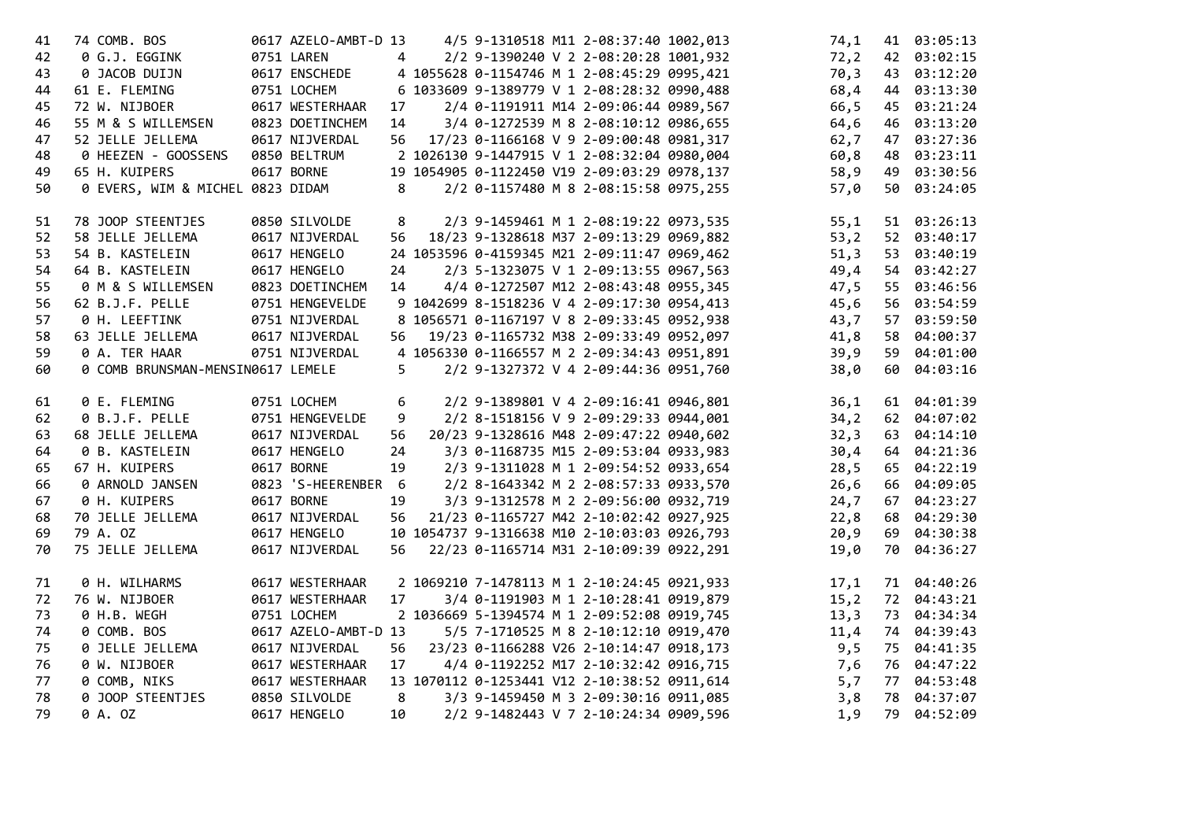| | | | | | | | | | | | | | | | |
|---|---|---|---|---|---|---|---|---|---|---|---|---|---|---|---|
| 41 | 74 | COMB. BOS | 0617 | AZELO-AMBT-D | 13 | | 4/5 | 9-1310518 | M11 | 2-08:37:40 | 1002,013 | 74,1 | 41 | 03:05:13 |
| 42 | 0 | G.J. EGGINK | 0751 | LAREN | 4 | | 2/2 | 9-1390240 | V 2 | 2-08:20:28 | 1001,932 | 72,2 | 42 | 03:02:15 |
| 43 | 0 | JACOB DUIJN | 0617 | ENSCHEDE | 4 | 1055628 | | 0-1154746 | M 1 | 2-08:45:29 | 0995,421 | 70,3 | 43 | 03:12:20 |
| 44 | 61 | E. FLEMING | 0751 | LOCHEM | 6 | 1033609 | | 9-1389779 | V 1 | 2-08:28:32 | 0990,488 | 68,4 | 44 | 03:13:30 |
| 45 | 72 | W. NIJBOER | 0617 | WESTERHAAR | 17 | | 2/4 | 0-1191911 | M14 | 2-09:06:44 | 0989,567 | 66,5 | 45 | 03:21:24 |
| 46 | 55 | M & S WILLEMSEN | 0823 | DOETINCHEM | 14 | | 3/4 | 0-1272539 | M 8 | 2-08:10:12 | 0986,655 | 64,6 | 46 | 03:13:20 |
| 47 | 52 | JELLE JELLEMA | 0617 | NIJVERDAL | 56 | | 17/23 | 0-1166168 | V 9 | 2-09:00:48 | 0981,317 | 62,7 | 47 | 03:27:36 |
| 48 | 0 | HEEZEN - GOOSSENS | 0850 | BELTRUM | 2 | 1026130 | | 9-1447915 | V 1 | 2-08:32:04 | 0980,004 | 60,8 | 48 | 03:23:11 |
| 49 | 65 | H. KUIPERS | 0617 | BORNE | 19 | 1054905 | | 0-1122450 | V19 | 2-09:03:29 | 0978,137 | 58,9 | 49 | 03:30:56 |
| 50 | 0 | EVERS, WIM & MICHEL | 0823 | DIDAM | 8 | | 2/2 | 0-1157480 | M 8 | 2-08:15:58 | 0975,255 | 57,0 | 50 | 03:24:05 |
| 51 | 78 | JOOP STEENTJES | 0850 | SILVOLDE | 8 | | 2/3 | 9-1459461 | M 1 | 2-08:19:22 | 0973,535 | 55,1 | 51 | 03:26:13 |
| 52 | 58 | JELLE JELLEMA | 0617 | NIJVERDAL | 56 | | 18/23 | 9-1328618 | M37 | 2-09:13:29 | 0969,882 | 53,2 | 52 | 03:40:17 |
| 53 | 54 | B. KASTELEIN | 0617 | HENGELO | 24 | 1053596 | | 0-4159345 | M21 | 2-09:11:47 | 0969,462 | 51,3 | 53 | 03:40:19 |
| 54 | 64 | B. KASTELEIN | 0617 | HENGELO | 24 | | 2/3 | 5-1323075 | V 1 | 2-09:13:55 | 0967,563 | 49,4 | 54 | 03:42:27 |
| 55 | 0 | M & S WILLEMSEN | 0823 | DOETINCHEM | 14 | | 4/4 | 0-1272507 | M12 | 2-08:43:48 | 0955,345 | 47,5 | 55 | 03:46:56 |
| 56 | 62 | B.J.F. PELLE | 0751 | HENGEVELDE | 9 | 1042699 | | 8-1518236 | V 4 | 2-09:17:30 | 0954,413 | 45,6 | 56 | 03:54:59 |
| 57 | 0 | H. LEEFTINK | 0751 | NIJVERDAL | 8 | 1056571 | | 0-1167197 | V 8 | 2-09:33:45 | 0952,938 | 43,7 | 57 | 03:59:50 |
| 58 | 63 | JELLE JELLEMA | 0617 | NIJVERDAL | 56 | | 19/23 | 0-1165732 | M38 | 2-09:33:49 | 0952,097 | 41,8 | 58 | 04:00:37 |
| 59 | 0 | A. TER HAAR | 0751 | NIJVERDAL | 4 | 1056330 | | 0-1166557 | M 2 | 2-09:34:43 | 0951,891 | 39,9 | 59 | 04:01:00 |
| 60 | 0 | COMB BRUNSMAN-MENSIN | 0617 | LEMELE | 5 | | 2/2 | 9-1327372 | V 4 | 2-09:44:36 | 0951,760 | 38,0 | 60 | 04:03:16 |
| 61 | 0 | E. FLEMING | 0751 | LOCHEM | 6 | | 2/2 | 9-1389801 | V 4 | 2-09:16:41 | 0946,801 | 36,1 | 61 | 04:01:39 |
| 62 | 0 | B.J.F. PELLE | 0751 | HENGEVELDE | 9 | | 2/2 | 8-1518156 | V 9 | 2-09:29:33 | 0944,001 | 34,2 | 62 | 04:07:02 |
| 63 | 68 | JELLE JELLEMA | 0617 | NIJVERDAL | 56 | | 20/23 | 9-1328616 | M48 | 2-09:47:22 | 0940,602 | 32,3 | 63 | 04:14:10 |
| 64 | 0 | B. KASTELEIN | 0617 | HENGELO | 24 | | 3/3 | 0-1168735 | M15 | 2-09:53:04 | 0933,983 | 30,4 | 64 | 04:21:36 |
| 65 | 67 | H. KUIPERS | 0617 | BORNE | 19 | | 2/3 | 9-1311028 | M 1 | 2-09:54:52 | 0933,654 | 28,5 | 65 | 04:22:19 |
| 66 | 0 | ARNOLD JANSEN | 0823 | 'S-HEERENBER | 6 | | 2/2 | 8-1643342 | M 2 | 2-08:57:33 | 0933,570 | 26,6 | 66 | 04:09:05 |
| 67 | 0 | H. KUIPERS | 0617 | BORNE | 19 | | 3/3 | 9-1312578 | M 2 | 2-09:56:00 | 0932,719 | 24,7 | 67 | 04:23:27 |
| 68 | 70 | JELLE JELLEMA | 0617 | NIJVERDAL | 56 | | 21/23 | 0-1165727 | M42 | 2-10:02:42 | 0927,925 | 22,8 | 68 | 04:29:30 |
| 69 | 79 | A. OZ | 0617 | HENGELO | 10 | 1054737 | | 9-1316638 | M10 | 2-10:03:03 | 0926,793 | 20,9 | 69 | 04:30:38 |
| 70 | 75 | JELLE JELLEMA | 0617 | NIJVERDAL | 56 | | 22/23 | 0-1165714 | M31 | 2-10:09:39 | 0922,291 | 19,0 | 70 | 04:36:27 |
| 71 | 0 | H. WILHARMS | 0617 | WESTERHAAR | 2 | 1069210 | | 7-1478113 | M 1 | 2-10:24:45 | 0921,933 | 17,1 | 71 | 04:40:26 |
| 72 | 76 | W. NIJBOER | 0617 | WESTERHAAR | 17 | | 3/4 | 0-1191903 | M 1 | 2-10:28:41 | 0919,879 | 15,2 | 72 | 04:43:21 |
| 73 | 0 | H.B. WEGH | 0751 | LOCHEM | 2 | 1036669 | | 5-1394574 | M 1 | 2-09:52:08 | 0919,745 | 13,3 | 73 | 04:34:34 |
| 74 | 0 | COMB. BOS | 0617 | AZELO-AMBT-D | 13 | | 5/5 | 7-1710525 | M 8 | 2-10:12:10 | 0919,470 | 11,4 | 74 | 04:39:43 |
| 75 | 0 | JELLE JELLEMA | 0617 | NIJVERDAL | 56 | | 23/23 | 0-1166288 | V26 | 2-10:14:47 | 0918,173 | 9,5 | 75 | 04:41:35 |
| 76 | 0 | W. NIJBOER | 0617 | WESTERHAAR | 17 | | 4/4 | 0-1192252 | M17 | 2-10:32:42 | 0916,715 | 7,6 | 76 | 04:47:22 |
| 77 | 0 | COMB, NIKS | 0617 | WESTERHAAR | 13 | 1070112 | | 0-1253441 | V12 | 2-10:38:52 | 0911,614 | 5,7 | 77 | 04:53:48 |
| 78 | 0 | JOOP STEENTJES | 0850 | SILVOLDE | 8 | | 3/3 | 9-1459450 | M 3 | 2-09:30:16 | 0911,085 | 3,8 | 78 | 04:37:07 |
| 79 | 0 | A. OZ | 0617 | HENGELO | 10 | | 2/2 | 9-1482443 | V 7 | 2-10:24:34 | 0909,596 | 1,9 | 79 | 04:52:09 |